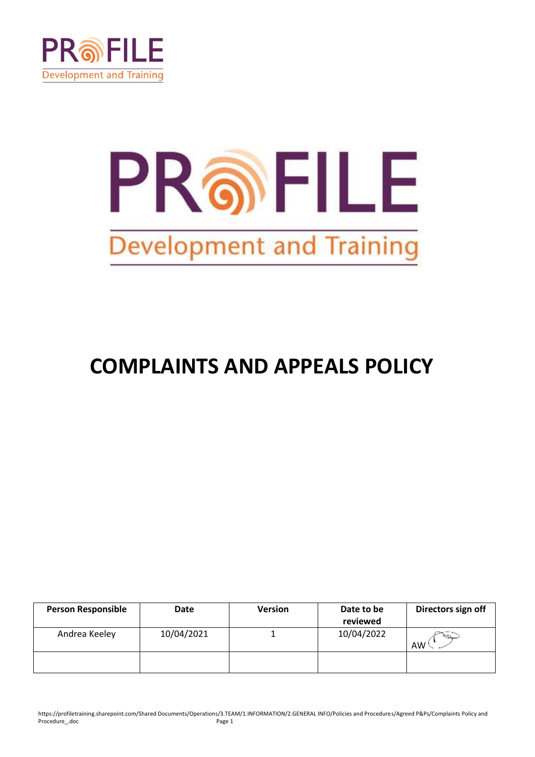PROFILE
Development and Training

PROFILE
Development and Training

# COMPLAINTS AND APPEALS POLICY

| Person Responsible | Date | Version | Date to be reviewed | Directors sign off |
|---|---|---|---|---|
| Andrea Keeley | 10/04/2021 | 1 | 10/04/2022 | AW |
| | | | | |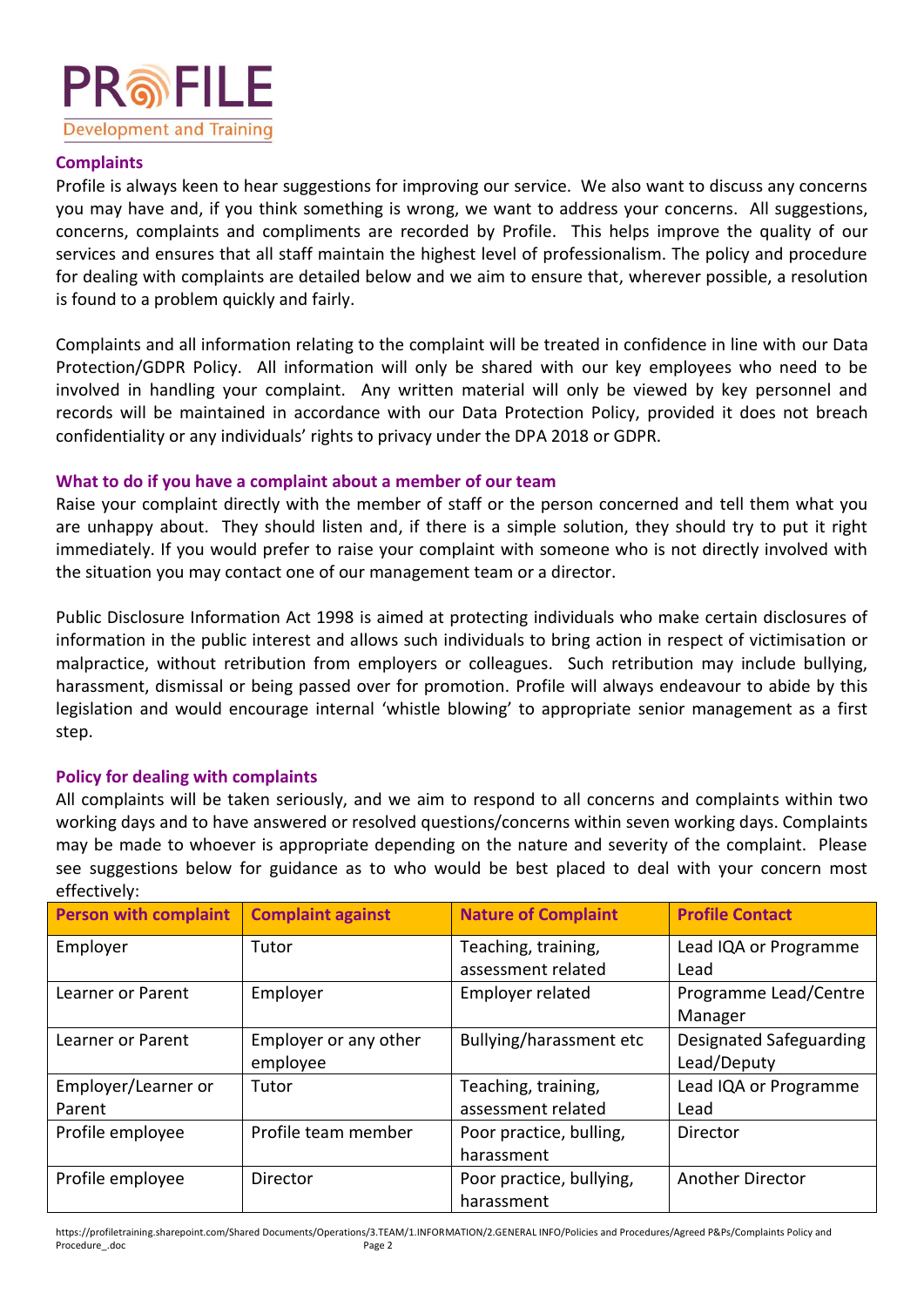## Complaints

Profile is always keen to hear suggestions for improving our service. We also want to discuss any concerns you may have and, if you think something is wrong, we want to address your concerns. All suggestions, concerns, complaints and compliments are recorded by Profile. This helps improve the quality of our services and ensures that all staff maintain the highest level of professionalism. The policy and procedure for dealing with complaints are detailed below and we aim to ensure that, wherever possible, a resolution is found to a problem quickly and fairly.

Complaints and all information relating to the complaint will be treated in confidence in line with our Data Protection/GDPR Policy. All information will only be shared with our key employees who need to be involved in handling your complaint. Any written material will only be viewed by key personnel and records will be maintained in accordance with our Data Protection Policy, provided it does not breach confidentiality or any individuals' rights to privacy under the DPA 2018 or GDPR.

### What to do if you have a complaint about a member of our team

Raise your complaint directly with the member of staff or the person concerned and tell them what you are unhappy about. They should listen and, if there is a simple solution, they should try to put it right immediately. If you would prefer to raise your complaint with someone who is not directly involved with the situation you may contact one of our management team or a director.

Public Disclosure Information Act 1998 is aimed at protecting individuals who make certain disclosures of information in the public interest and allows such individuals to bring action in respect of victimisation or malpractice, without retribution from employers or colleagues. Such retribution may include bullying, harassment, dismissal or being passed over for promotion. Profile will always endeavour to abide by this legislation and would encourage internal 'whistle blowing' to appropriate senior management as a first step.

### Policy for dealing with complaints

All complaints will be taken seriously, and we aim to respond to all concerns and complaints within two working days and to have answered or resolved questions/concerns within seven working days. Complaints may be made to whoever is appropriate depending on the nature and severity of the complaint. Please see suggestions below for guidance as to who would be best placed to deal with your concern most effectively:

| Person with complaint | Complaint against | Nature of Complaint | Profile Contact |
| --- | --- | --- | --- |
| Employer | Tutor | Teaching, training, assessment related | Lead IQA or Programme Lead |
| Learner or Parent | Employer | Employer related | Programme Lead/Centre Manager |
| Learner or Parent | Employer or any other employee | Bullying/harassment etc | Designated Safeguarding Lead/Deputy |
| Employer/Learner or Parent | Tutor | Teaching, training, assessment related | Lead IQA or Programme Lead |
| Profile employee | Profile team member | Poor practice, bulling, harassment | Director |
| Profile employee | Director | Poor practice, bullying, harassment | Another Director |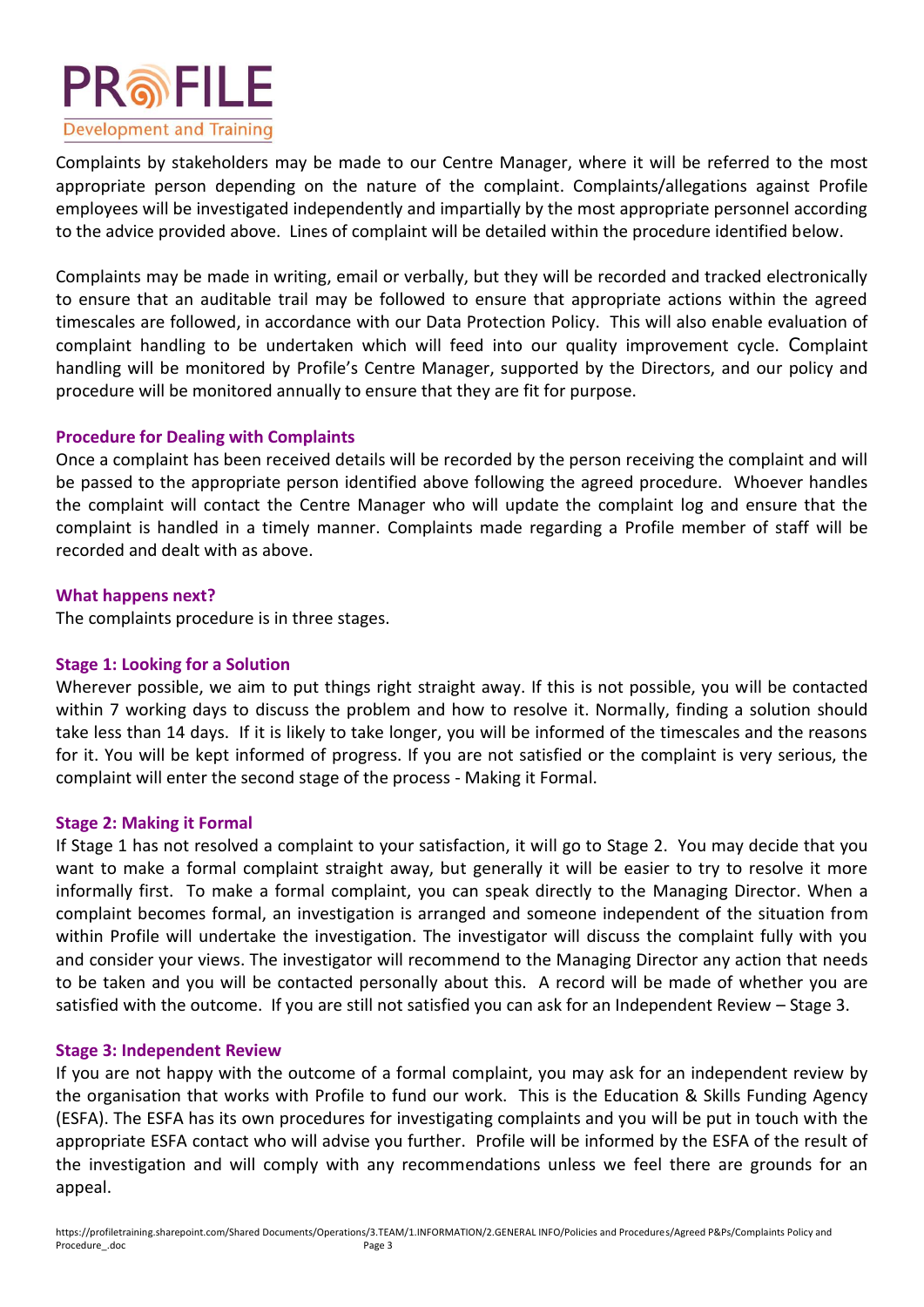Complaints by stakeholders may be made to our Centre Manager, where it will be referred to the most appropriate person depending on the nature of the complaint. Complaints/allegations against Profile employees will be investigated independently and impartially by the most appropriate personnel according to the advice provided above. Lines of complaint will be detailed within the procedure identified below.

Complaints may be made in writing, email or verbally, but they will be recorded and tracked electronically to ensure that an auditable trail may be followed to ensure that appropriate actions within the agreed timescales are followed, in accordance with our Data Protection Policy. This will also enable evaluation of complaint handling to be undertaken which will feed into our quality improvement cycle. Complaint handling will be monitored by Profile's Centre Manager, supported by the Directors, and our policy and procedure will be monitored annually to ensure that they are fit for purpose.

**Procedure for Dealing with Complaints**

Once a complaint has been received details will be recorded by the person receiving the complaint and will be passed to the appropriate person identified above following the agreed procedure. Whoever handles the complaint will contact the Centre Manager who will update the complaint log and ensure that the complaint is handled in a timely manner. Complaints made regarding a Profile member of staff will be recorded and dealt with as above.

**What happens next?**

The complaints procedure is in three stages.

**Stage 1: Looking for a Solution**

Wherever possible, we aim to put things right straight away. If this is not possible, you will be contacted within 7 working days to discuss the problem and how to resolve it. Normally, finding a solution should take less than 14 days. If it is likely to take longer, you will be informed of the timescales and the reasons for it. You will be kept informed of progress. If you are not satisfied or the complaint is very serious, the complaint will enter the second stage of the process - Making it Formal.

**Stage 2: Making it Formal**

If Stage 1 has not resolved a complaint to your satisfaction, it will go to Stage 2. You may decide that you want to make a formal complaint straight away, but generally it will be easier to try to resolve it more informally first. To make a formal complaint, you can speak directly to the Managing Director. When a complaint becomes formal, an investigation is arranged and someone independent of the situation from within Profile will undertake the investigation. The investigator will discuss the complaint fully with you and consider your views. The investigator will recommend to the Managing Director any action that needs to be taken and you will be contacted personally about this. A record will be made of whether you are satisfied with the outcome. If you are still not satisfied you can ask for an Independent Review – Stage 3.

**Stage 3: Independent Review**

If you are not happy with the outcome of a formal complaint, you may ask for an independent review by the organisation that works with Profile to fund our work. This is the Education & Skills Funding Agency (ESFA). The ESFA has its own procedures for investigating complaints and you will be put in touch with the appropriate ESFA contact who will advise you further. Profile will be informed by the ESFA of the result of the investigation and will comply with any recommendations unless we feel there are grounds for an appeal.